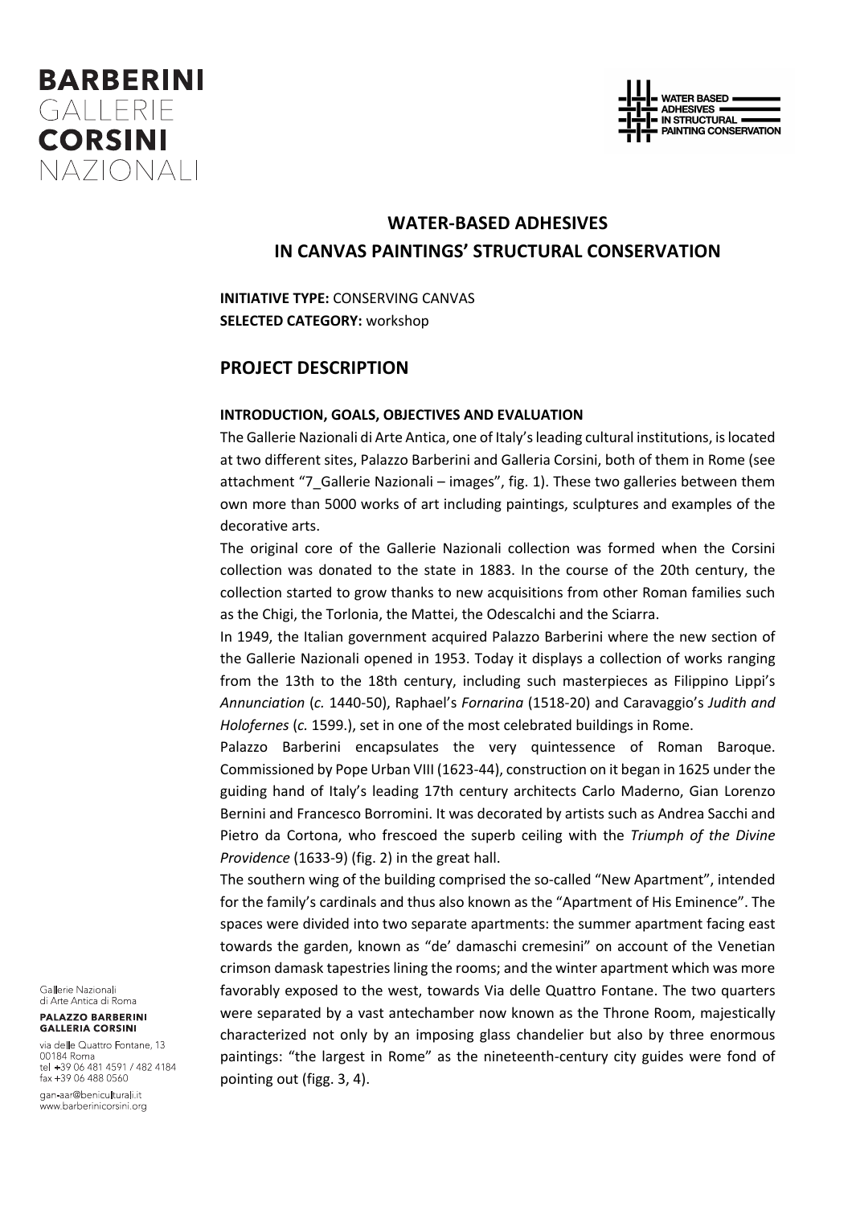# WATER-BASED ADHESIVES IN CANVAS PAINTINGS' STRUCTURAL CONSERVATION

**INITIATIVE TYPE:** CONSERVING CANVAS
**SELECTED CATEGORY:** workshop

## PROJECT DESCRIPTION

### INTRODUCTION, GOALS, OBJECTIVES AND EVALUATION

The Gallerie Nazionali di Arte Antica, one of Italy's leading cultural institutions, is located at two different sites, Palazzo Barberini and Galleria Corsini, both of them in Rome (see attachment "7_Gallerie Nazionali – images", fig. 1). These two galleries between them own more than 5000 works of art including paintings, sculptures and examples of the decorative arts.

The original core of the Gallerie Nazionali collection was formed when the Corsini collection was donated to the state in 1883. In the course of the 20th century, the collection started to grow thanks to new acquisitions from other Roman families such as the Chigi, the Torlonia, the Mattei, the Odescalchi and the Sciarra.

In 1949, the Italian government acquired Palazzo Barberini where the new section of the Gallerie Nazionali opened in 1953. Today it displays a collection of works ranging from the 13th to the 18th century, including such masterpieces as Filippino Lippi's *Annunciation* (*c.* 1440-50), Raphael's *Fornarina* (1518-20) and Caravaggio's *Judith and Holofernes* (*c.* 1599.), set in one of the most celebrated buildings in Rome.

Palazzo Barberini encapsulates the very quintessence of Roman Baroque. Commissioned by Pope Urban VIII (1623-44), construction on it began in 1625 under the guiding hand of Italy's leading 17th century architects Carlo Maderno, Gian Lorenzo Bernini and Francesco Borromini. It was decorated by artists such as Andrea Sacchi and Pietro da Cortona, who frescoed the superb ceiling with the *Triumph of the Divine Providence* (1633-9) (fig. 2) in the great hall.

The southern wing of the building comprised the so-called "New Apartment", intended for the family's cardinals and thus also known as the "Apartment of His Eminence". The spaces were divided into two separate apartments: the summer apartment facing east towards the garden, known as "de' damaschi cremesini" on account of the Venetian crimson damask tapestries lining the rooms; and the winter apartment which was more favorably exposed to the west, towards Via delle Quattro Fontane. The two quarters were separated by a vast antechamber now known as the Throne Room, majestically characterized not only by an imposing glass chandelier but also by three enormous paintings: "the largest in Rome" as the nineteenth-century city guides were fond of pointing out (figg. 3, 4).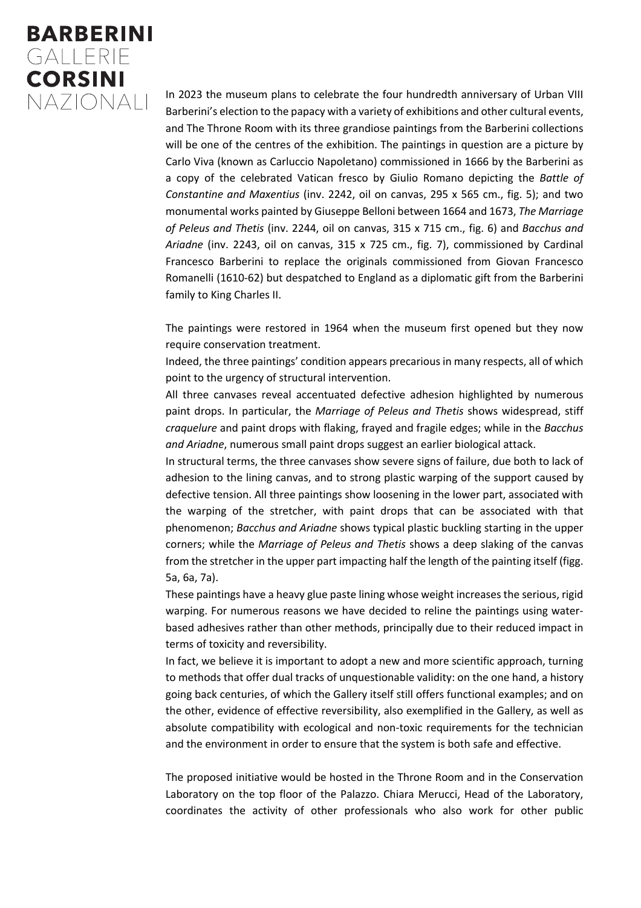In 2023 the museum plans to celebrate the four hundredth anniversary of Urban VIII Barberini's election to the papacy with a variety of exhibitions and other cultural events, and The Throne Room with its three grandiose paintings from the Barberini collections will be one of the centres of the exhibition. The paintings in question are a picture by Carlo Viva (known as Carluccio Napoletano) commissioned in 1666 by the Barberini as a copy of the celebrated Vatican fresco by Giulio Romano depicting the *Battle of Constantine and Maxentius* (inv. 2242, oil on canvas, 295 x 565 cm., fig. 5); and two monumental works painted by Giuseppe Belloni between 1664 and 1673, *The Marriage of Peleus and Thetis* (inv. 2244, oil on canvas, 315 x 715 cm., fig. 6) and *Bacchus and Ariadne* (inv. 2243, oil on canvas, 315 x 725 cm., fig. 7), commissioned by Cardinal Francesco Barberini to replace the originals commissioned from Giovan Francesco Romanelli (1610-62) but despatched to England as a diplomatic gift from the Barberini family to King Charles II.

The paintings were restored in 1964 when the museum first opened but they now require conservation treatment.
Indeed, the three paintings' condition appears precarious in many respects, all of which point to the urgency of structural intervention.
All three canvases reveal accentuated defective adhesion highlighted by numerous paint drops. In particular, the *Marriage of Peleus and Thetis* shows widespread, stiff *craquelure* and paint drops with flaking, frayed and fragile edges; while in the *Bacchus and Ariadne*, numerous small paint drops suggest an earlier biological attack.
In structural terms, the three canvases show severe signs of failure, due both to lack of adhesion to the lining canvas, and to strong plastic warping of the support caused by defective tension. All three paintings show loosening in the lower part, associated with the warping of the stretcher, with paint drops that can be associated with that phenomenon; *Bacchus and Ariadne* shows typical plastic buckling starting in the upper corners; while the *Marriage of Peleus and Thetis* shows a deep slaking of the canvas from the stretcher in the upper part impacting half the length of the painting itself (figg. 5a, 6a, 7a).
These paintings have a heavy glue paste lining whose weight increases the serious, rigid warping. For numerous reasons we have decided to reline the paintings using water-based adhesives rather than other methods, principally due to their reduced impact in terms of toxicity and reversibility.
In fact, we believe it is important to adopt a new and more scientific approach, turning to methods that offer dual tracks of unquestionable validity: on the one hand, a history going back centuries, of which the Gallery itself still offers functional examples; and on the other, evidence of effective reversibility, also exemplified in the Gallery, as well as absolute compatibility with ecological and non-toxic requirements for the technician and the environment in order to ensure that the system is both safe and effective.

The proposed initiative would be hosted in the Throne Room and in the Conservation Laboratory on the top floor of the Palazzo. Chiara Merucci, Head of the Laboratory, coordinates the activity of other professionals who also work for other public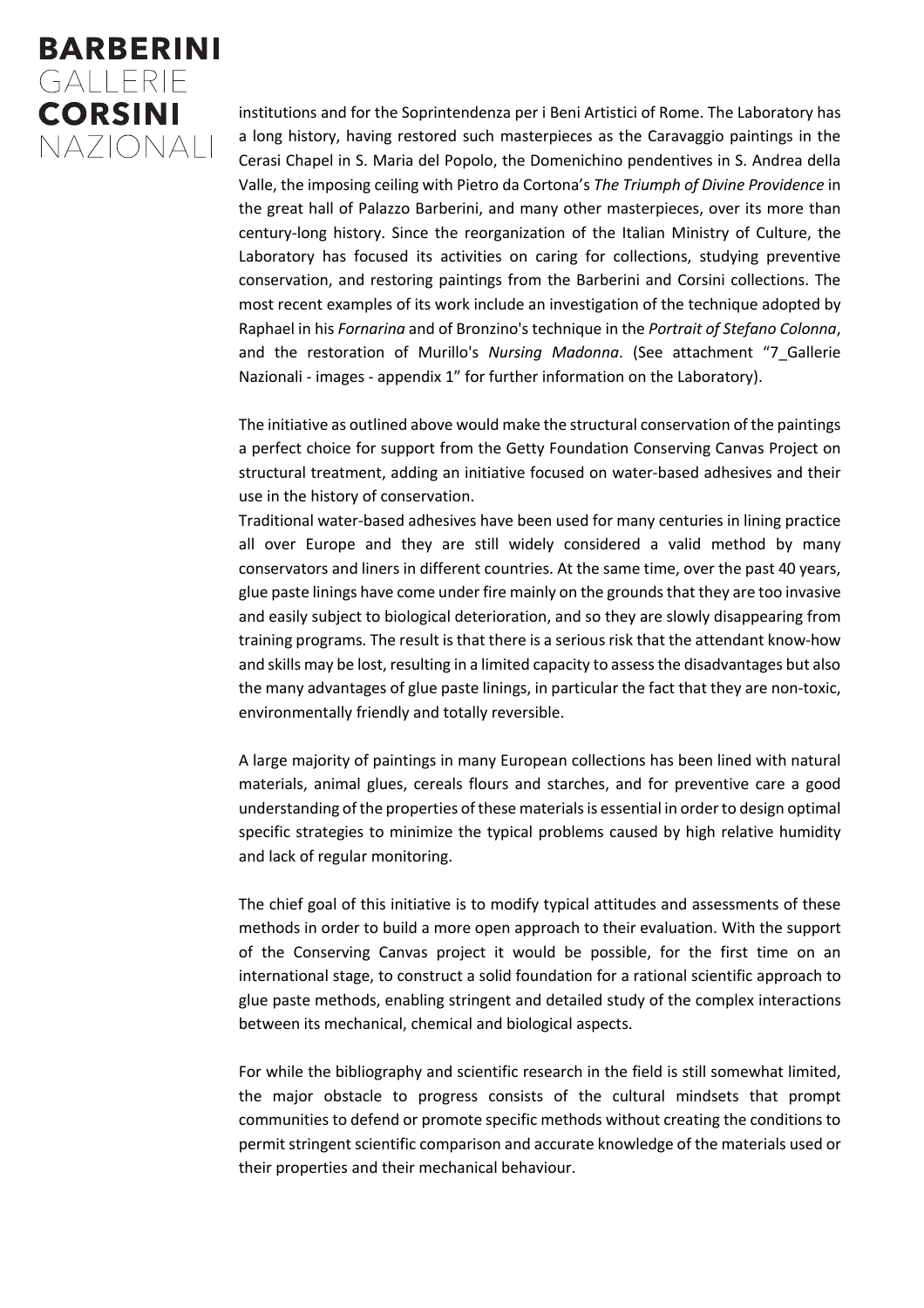institutions and for the Soprintendenza per i Beni Artistici of Rome. The Laboratory has a long history, having restored such masterpieces as the Caravaggio paintings in the Cerasi Chapel in S. Maria del Popolo, the Domenichino pendentives in S. Andrea della Valle, the imposing ceiling with Pietro da Cortona's *The Triumph of Divine Providence* in the great hall of Palazzo Barberini, and many other masterpieces, over its more than century-long history. Since the reorganization of the Italian Ministry of Culture, the Laboratory has focused its activities on caring for collections, studying preventive conservation, and restoring paintings from the Barberini and Corsini collections. The most recent examples of its work include an investigation of the technique adopted by Raphael in his *Fornarina* and of Bronzino's technique in the *Portrait of Stefano Colonna*, and the restoration of Murillo's *Nursing Madonna*. (See attachment "7_Gallerie Nazionali - images - appendix 1" for further information on the Laboratory).

The initiative as outlined above would make the structural conservation of the paintings a perfect choice for support from the Getty Foundation Conserving Canvas Project on structural treatment, adding an initiative focused on water-based adhesives and their use in the history of conservation.

Traditional water-based adhesives have been used for many centuries in lining practice all over Europe and they are still widely considered a valid method by many conservators and liners in different countries. At the same time, over the past 40 years, glue paste linings have come under fire mainly on the grounds that they are too invasive and easily subject to biological deterioration, and so they are slowly disappearing from training programs. The result is that there is a serious risk that the attendant know-how and skills may be lost, resulting in a limited capacity to assess the disadvantages but also the many advantages of glue paste linings, in particular the fact that they are non-toxic, environmentally friendly and totally reversible.

A large majority of paintings in many European collections has been lined with natural materials, animal glues, cereals flours and starches, and for preventive care a good understanding of the properties of these materials is essential in order to design optimal specific strategies to minimize the typical problems caused by high relative humidity and lack of regular monitoring.

The chief goal of this initiative is to modify typical attitudes and assessments of these methods in order to build a more open approach to their evaluation. With the support of the Conserving Canvas project it would be possible, for the first time on an international stage, to construct a solid foundation for a rational scientific approach to glue paste methods, enabling stringent and detailed study of the complex interactions between its mechanical, chemical and biological aspects.

For while the bibliography and scientific research in the field is still somewhat limited, the major obstacle to progress consists of the cultural mindsets that prompt communities to defend or promote specific methods without creating the conditions to permit stringent scientific comparison and accurate knowledge of the materials used or their properties and their mechanical behaviour.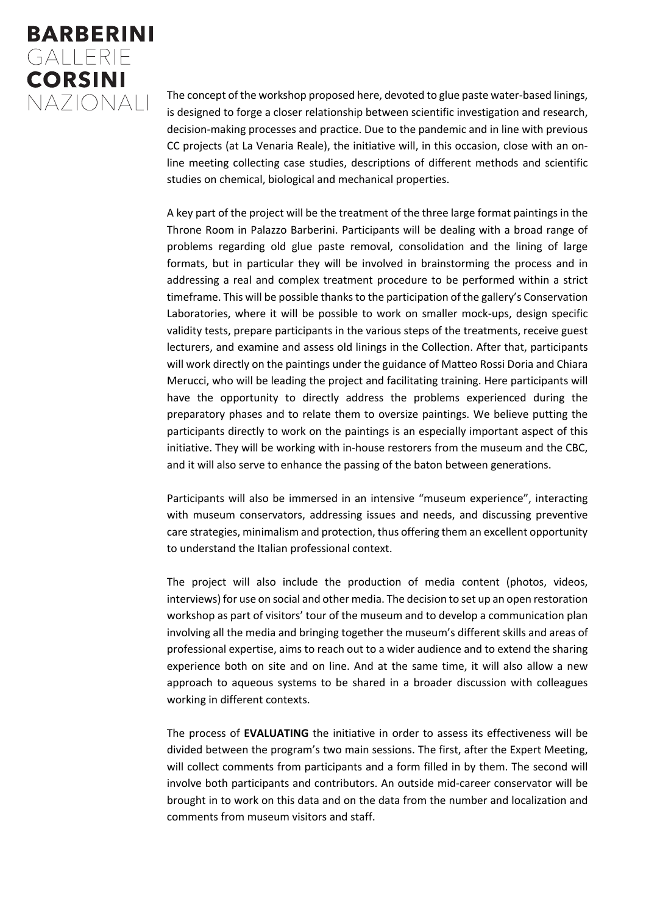The concept of the workshop proposed here, devoted to glue paste water-based linings, is designed to forge a closer relationship between scientific investigation and research, decision-making processes and practice. Due to the pandemic and in line with previous CC projects (at La Venaria Reale), the initiative will, in this occasion, close with an on-line meeting collecting case studies, descriptions of different methods and scientific studies on chemical, biological and mechanical properties.

A key part of the project will be the treatment of the three large format paintings in the Throne Room in Palazzo Barberini. Participants will be dealing with a broad range of problems regarding old glue paste removal, consolidation and the lining of large formats, but in particular they will be involved in brainstorming the process and in addressing a real and complex treatment procedure to be performed within a strict timeframe. This will be possible thanks to the participation of the gallery's Conservation Laboratories, where it will be possible to work on smaller mock-ups, design specific validity tests, prepare participants in the various steps of the treatments, receive guest lecturers, and examine and assess old linings in the Collection. After that, participants will work directly on the paintings under the guidance of Matteo Rossi Doria and Chiara Merucci, who will be leading the project and facilitating training. Here participants will have the opportunity to directly address the problems experienced during the preparatory phases and to relate them to oversize paintings. We believe putting the participants directly to work on the paintings is an especially important aspect of this initiative. They will be working with in-house restorers from the museum and the CBC, and it will also serve to enhance the passing of the baton between generations.

Participants will also be immersed in an intensive "museum experience", interacting with museum conservators, addressing issues and needs, and discussing preventive care strategies, minimalism and protection, thus offering them an excellent opportunity to understand the Italian professional context.

The project will also include the production of media content (photos, videos, interviews) for use on social and other media. The decision to set up an open restoration workshop as part of visitors' tour of the museum and to develop a communication plan involving all the media and bringing together the museum's different skills and areas of professional expertise, aims to reach out to a wider audience and to extend the sharing experience both on site and on line. And at the same time, it will also allow a new approach to aqueous systems to be shared in a broader discussion with colleagues working in different contexts.

The process of **EVALUATING** the initiative in order to assess its effectiveness will be divided between the program's two main sessions. The first, after the Expert Meeting, will collect comments from participants and a form filled in by them. The second will involve both participants and contributors. An outside mid-career conservator will be brought in to work on this data and on the data from the number and localization and comments from museum visitors and staff.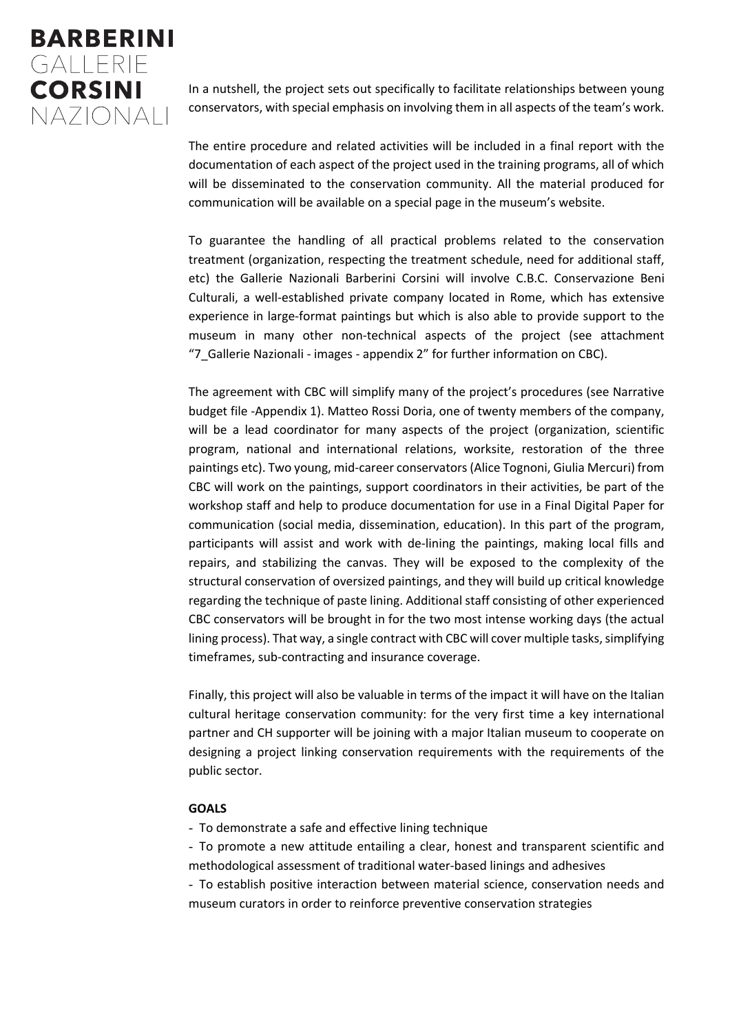In a nutshell, the project sets out specifically to facilitate relationships between young conservators, with special emphasis on involving them in all aspects of the team's work.

The entire procedure and related activities will be included in a final report with the documentation of each aspect of the project used in the training programs, all of which will be disseminated to the conservation community. All the material produced for communication will be available on a special page in the museum's website.

To guarantee the handling of all practical problems related to the conservation treatment (organization, respecting the treatment schedule, need for additional staff, etc) the Gallerie Nazionali Barberini Corsini will involve C.B.C. Conservazione Beni Culturali, a well-established private company located in Rome, which has extensive experience in large-format paintings but which is also able to provide support to the museum in many other non-technical aspects of the project (see attachment "7_Gallerie Nazionali - images - appendix 2" for further information on CBC).

The agreement with CBC will simplify many of the project's procedures (see Narrative budget file -Appendix 1). Matteo Rossi Doria, one of twenty members of the company, will be a lead coordinator for many aspects of the project (organization, scientific program, national and international relations, worksite, restoration of the three paintings etc). Two young, mid-career conservators (Alice Tognoni, Giulia Mercuri) from CBC will work on the paintings, support coordinators in their activities, be part of the workshop staff and help to produce documentation for use in a Final Digital Paper for communication (social media, dissemination, education). In this part of the program, participants will assist and work with de-lining the paintings, making local fills and repairs, and stabilizing the canvas. They will be exposed to the complexity of the structural conservation of oversized paintings, and they will build up critical knowledge regarding the technique of paste lining. Additional staff consisting of other experienced CBC conservators will be brought in for the two most intense working days (the actual lining process). That way, a single contract with CBC will cover multiple tasks, simplifying timeframes, sub-contracting and insurance coverage.

Finally, this project will also be valuable in terms of the impact it will have on the Italian cultural heritage conservation community: for the very first time a key international partner and CH supporter will be joining with a major Italian museum to cooperate on designing a project linking conservation requirements with the requirements of the public sector.

**GOALS**

- To demonstrate a safe and effective lining technique
- To promote a new attitude entailing a clear, honest and transparent scientific and methodological assessment of traditional water-based linings and adhesives
- To establish positive interaction between material science, conservation needs and museum curators in order to reinforce preventive conservation strategies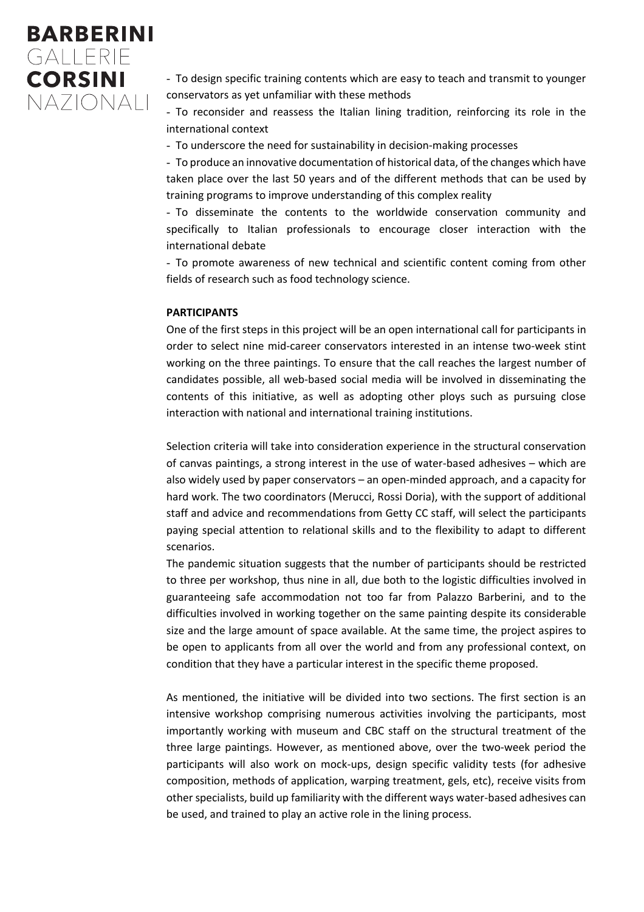- To design specific training contents which are easy to teach and transmit to younger conservators as yet unfamiliar with these methods
- To reconsider and reassess the Italian lining tradition, reinforcing its role in the international context
- To underscore the need for sustainability in decision-making processes
- To produce an innovative documentation of historical data, of the changes which have taken place over the last 50 years and of the different methods that can be used by training programs to improve understanding of this complex reality
- To disseminate the contents to the worldwide conservation community and specifically to Italian professionals to encourage closer interaction with the international debate
- To promote awareness of new technical and scientific content coming from other fields of research such as food technology science.

**PARTICIPANTS**

One of the first steps in this project will be an open international call for participants in order to select nine mid-career conservators interested in an intense two-week stint working on the three paintings. To ensure that the call reaches the largest number of candidates possible, all web-based social media will be involved in disseminating the contents of this initiative, as well as adopting other ploys such as pursuing close interaction with national and international training institutions.

Selection criteria will take into consideration experience in the structural conservation of canvas paintings, a strong interest in the use of water-based adhesives – which are also widely used by paper conservators – an open-minded approach, and a capacity for hard work. The two coordinators (Merucci, Rossi Doria), with the support of additional staff and advice and recommendations from Getty CC staff, will select the participants paying special attention to relational skills and to the flexibility to adapt to different scenarios.

The pandemic situation suggests that the number of participants should be restricted to three per workshop, thus nine in all, due both to the logistic difficulties involved in guaranteeing safe accommodation not too far from Palazzo Barberini, and to the difficulties involved in working together on the same painting despite its considerable size and the large amount of space available. At the same time, the project aspires to be open to applicants from all over the world and from any professional context, on condition that they have a particular interest in the specific theme proposed.

As mentioned, the initiative will be divided into two sections. The first section is an intensive workshop comprising numerous activities involving the participants, most importantly working with museum and CBC staff on the structural treatment of the three large paintings. However, as mentioned above, over the two-week period the participants will also work on mock-ups, design specific validity tests (for adhesive composition, methods of application, warping treatment, gels, etc), receive visits from other specialists, build up familiarity with the different ways water-based adhesives can be used, and trained to play an active role in the lining process.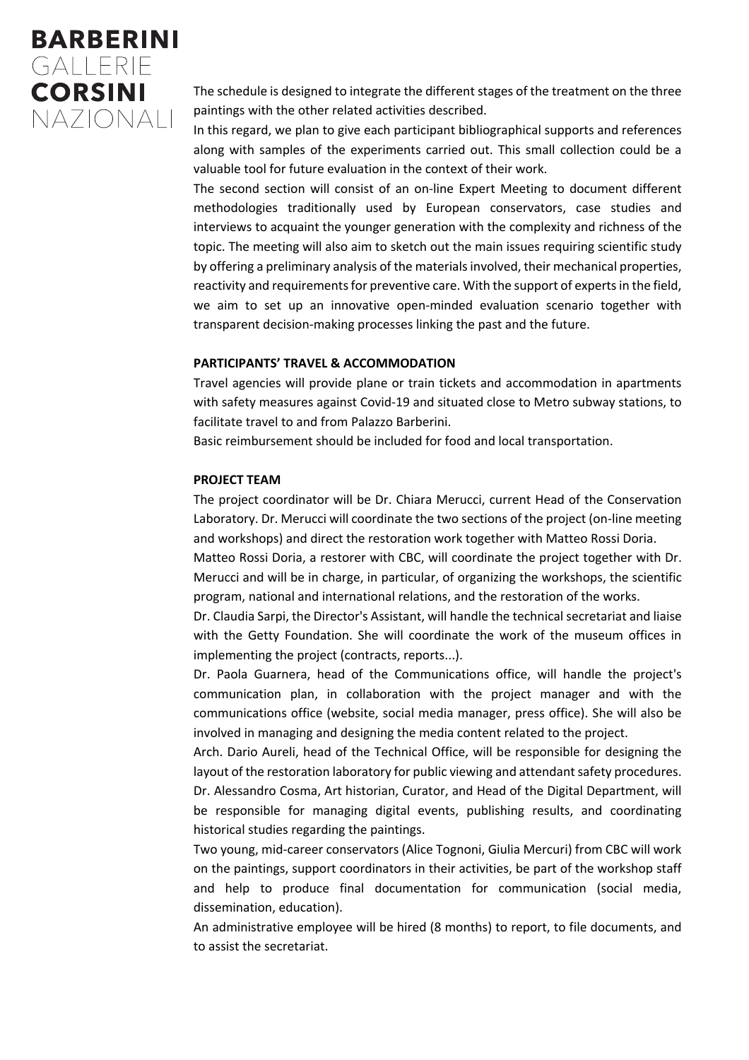The schedule is designed to integrate the different stages of the treatment on the three paintings with the other related activities described.

In this regard, we plan to give each participant bibliographical supports and references along with samples of the experiments carried out. This small collection could be a valuable tool for future evaluation in the context of their work.

The second section will consist of an on-line Expert Meeting to document different methodologies traditionally used by European conservators, case studies and interviews to acquaint the younger generation with the complexity and richness of the topic. The meeting will also aim to sketch out the main issues requiring scientific study by offering a preliminary analysis of the materials involved, their mechanical properties, reactivity and requirements for preventive care. With the support of experts in the field, we aim to set up an innovative open-minded evaluation scenario together with transparent decision-making processes linking the past and the future.

**PARTICIPANTS' TRAVEL & ACCOMMODATION**

Travel agencies will provide plane or train tickets and accommodation in apartments with safety measures against Covid-19 and situated close to Metro subway stations, to facilitate travel to and from Palazzo Barberini.

Basic reimbursement should be included for food and local transportation.

**PROJECT TEAM**

The project coordinator will be Dr. Chiara Merucci, current Head of the Conservation Laboratory. Dr. Merucci will coordinate the two sections of the project (on-line meeting and workshops) and direct the restoration work together with Matteo Rossi Doria.

Matteo Rossi Doria, a restorer with CBC, will coordinate the project together with Dr. Merucci and will be in charge, in particular, of organizing the workshops, the scientific program, national and international relations, and the restoration of the works.

Dr. Claudia Sarpi, the Director's Assistant, will handle the technical secretariat and liaise with the Getty Foundation. She will coordinate the work of the museum offices in implementing the project (contracts, reports...).

Dr. Paola Guarnera, head of the Communications office, will handle the project's communication plan, in collaboration with the project manager and with the communications office (website, social media manager, press office). She will also be involved in managing and designing the media content related to the project.

Arch. Dario Aureli, head of the Technical Office, will be responsible for designing the layout of the restoration laboratory for public viewing and attendant safety procedures.

Dr. Alessandro Cosma, Art historian, Curator, and Head of the Digital Department, will be responsible for managing digital events, publishing results, and coordinating historical studies regarding the paintings.

Two young, mid-career conservators (Alice Tognoni, Giulia Mercuri) from CBC will work on the paintings, support coordinators in their activities, be part of the workshop staff and help to produce final documentation for communication (social media, dissemination, education).

An administrative employee will be hired (8 months) to report, to file documents, and to assist the secretariat.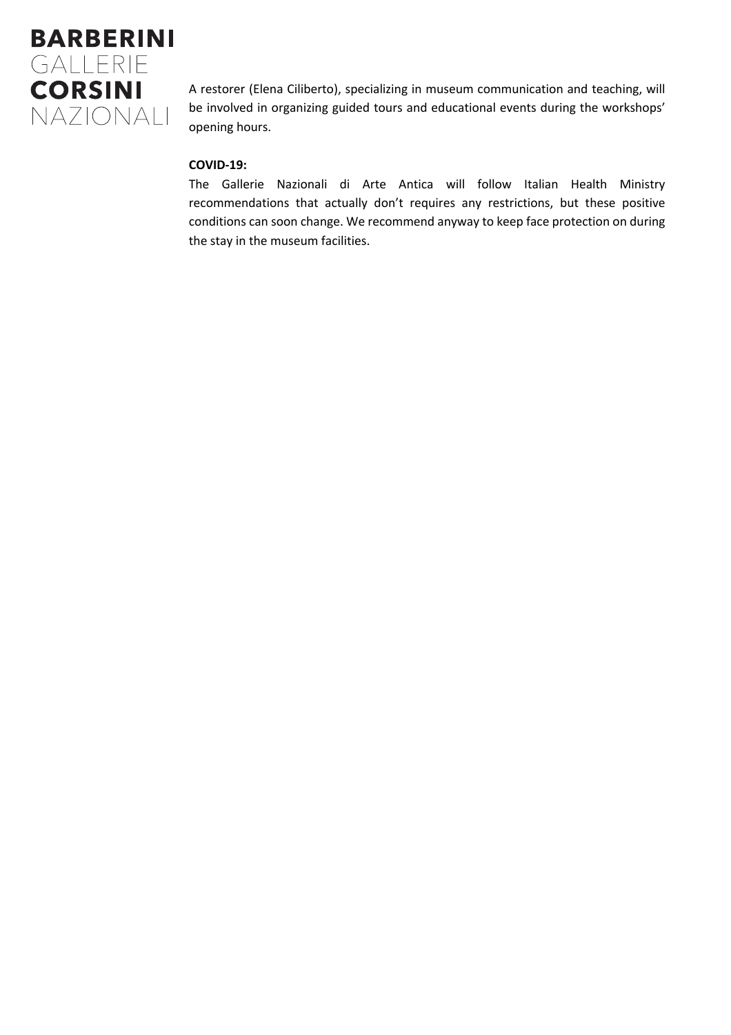A restorer (Elena Ciliberto), specializing in museum communication and teaching, will be involved in organizing guided tours and educational events during the workshops' opening hours.

**COVID-19:**

The Gallerie Nazionali di Arte Antica will follow Italian Health Ministry recommendations that actually don't requires any restrictions, but these positive conditions can soon change. We recommend anyway to keep face protection on during the stay in the museum facilities.